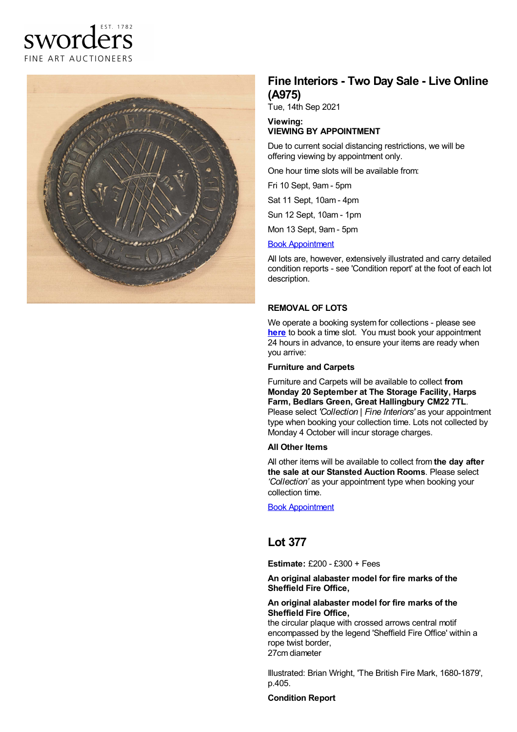sworders
EST. 1782
FINE ART AUCTIONEERS

# Fine Interiors - Two Day Sale - Live Online (A975)

Tue, 14th Sep 2021

**Viewing:**
**VIEWING BY APPOINTMENT**

Due to current social distancing restrictions, we will be offering viewing by appointment only.

One hour time slots will be available from:

Fri 10 Sept, 9am - 5pm

Sat 11 Sept, 10am - 4pm

Sun 12 Sept, 10am - 1pm

Mon 13 Sept, 9am - 5pm

Book Appointment

All lots are, however, extensively illustrated and carry detailed condition reports - see 'Condition report' at the foot of each lot description.

**REMOVAL OF LOTS**

We operate a booking system for collections - please see **here** to book a time slot. You must book your appointment 24 hours in advance, to ensure your items are ready when you arrive:

**Furniture and Carpets**

Furniture and Carpets will be available to collect **from Monday 20 September at The Storage Facility, Harps Farm, Bedlars Green, Great Hallingbury CM22 7TL**. Please select *'Collection | Fine Interiors'* as your appointment type when booking your collection time. Lots not collected by Monday 4 October will incur storage charges.

**All Other Items**

All other items will be available to collect from **the day after the sale at our Stansted Auction Rooms**. Please select *'Collection'* as your appointment type when booking your collection time.

Book Appointment

## Lot 377

**Estimate:** £200 - £300 + Fees

**An original alabaster model for fire marks of the Sheffield Fire Office,**

**An original alabaster model for fire marks of the Sheffield Fire Office,**
the circular plaque with crossed arrows central motif encompassed by the legend 'Sheffield Fire Office' within a rope twist border,
27cm diameter

Illustrated: Brian Wright, 'The British Fire Mark, 1680-1879', p.405.

**Condition Report**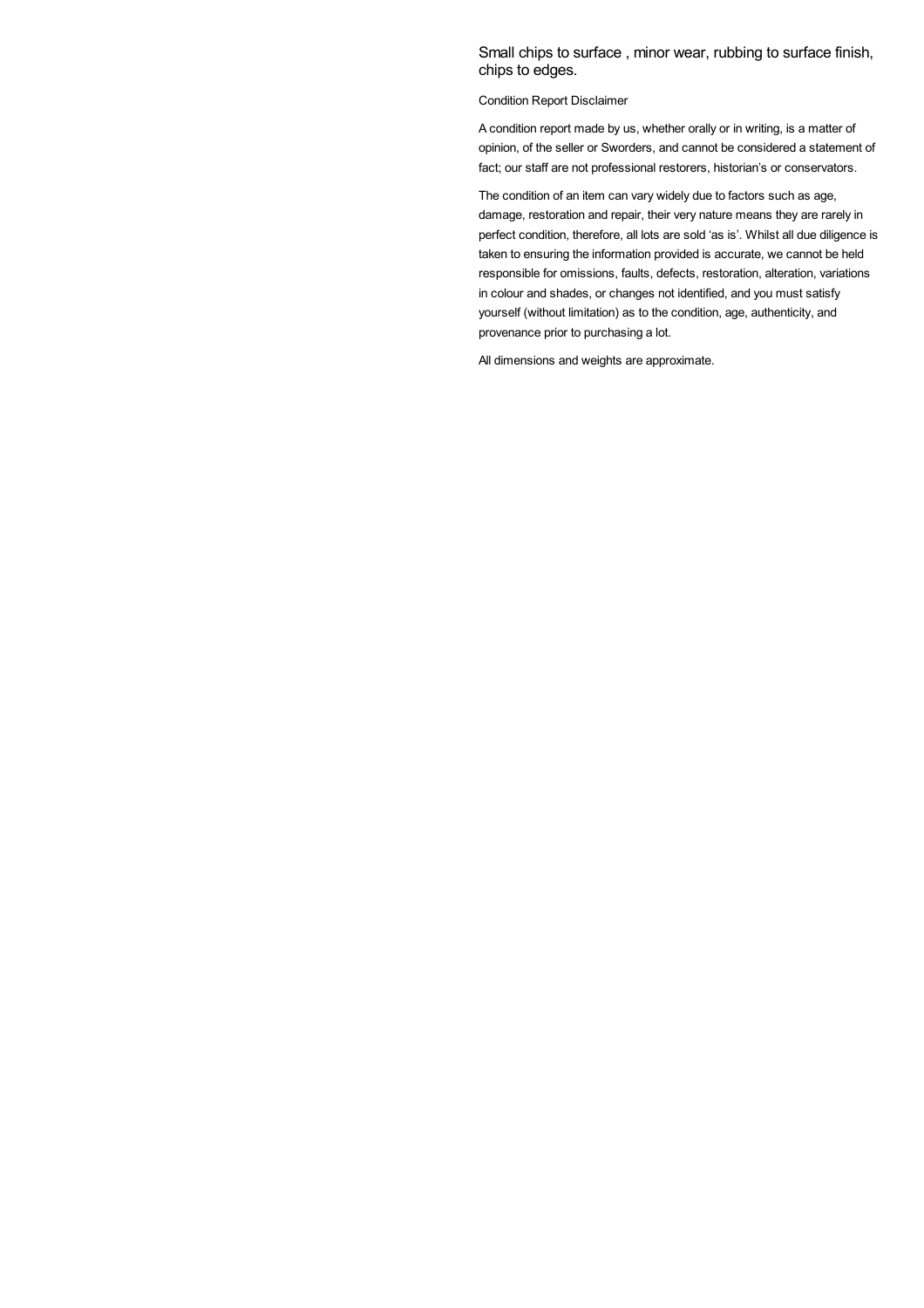Small chips to surface , minor wear, rubbing to surface finish, chips to edges.

Condition Report Disclaimer

A condition report made by us, whether orally or in writing, is a matter of opinion, of the seller or Sworders, and cannot be considered a statement of fact; our staff are not professional restorers, historian's or conservators.

The condition of an item can vary widely due to factors such as age, damage, restoration and repair, their very nature means they are rarely in perfect condition, therefore, all lots are sold 'as is'. Whilst all due diligence is taken to ensuring the information provided is accurate, we cannot be held responsible for omissions, faults, defects, restoration, alteration, variations in colour and shades, or changes not identified, and you must satisfy yourself (without limitation) as to the condition, age, authenticity, and provenance prior to purchasing a lot.

All dimensions and weights are approximate.